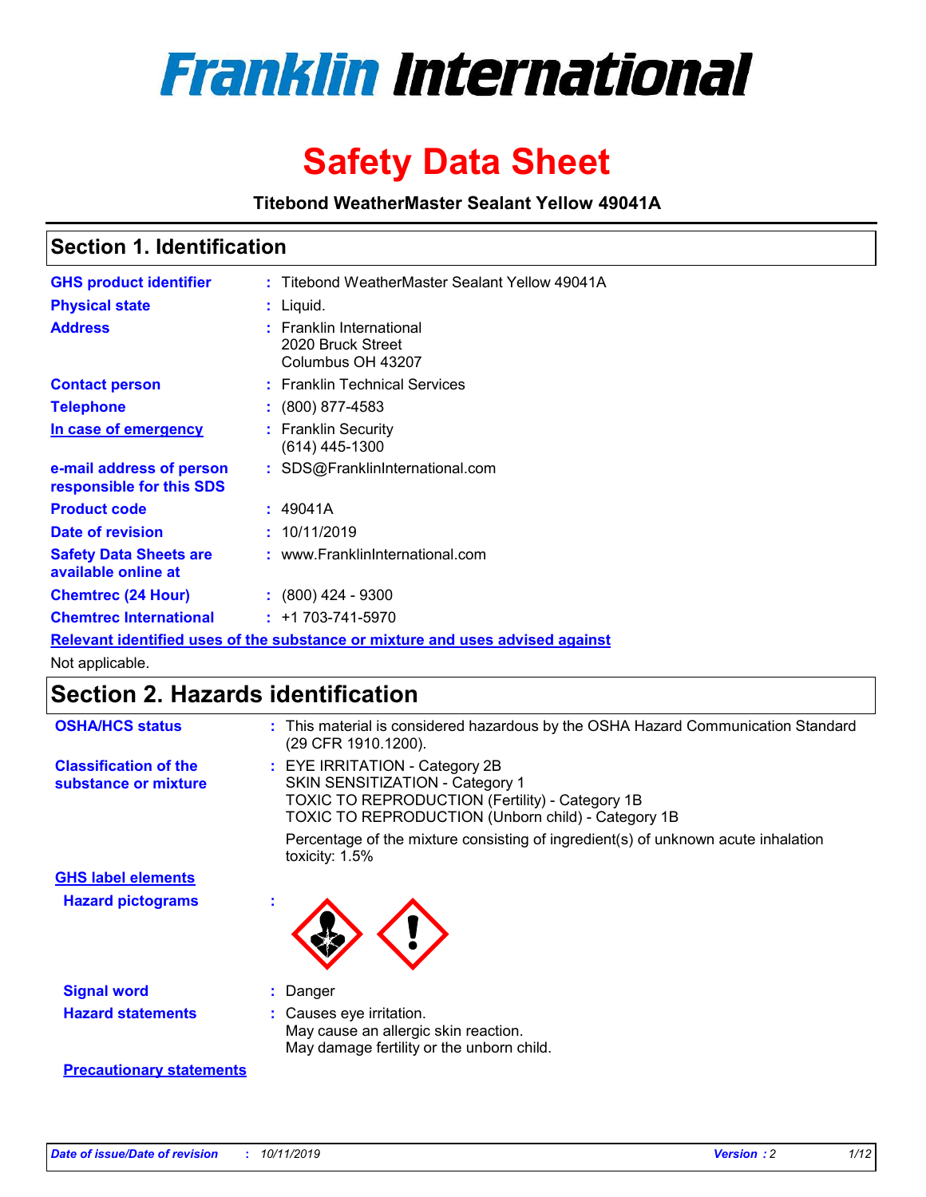# Franklin International

# Safety Data Sheet

**Titebond WeatherMaster Sealant Yellow 49041A**

## Section 1. Identification

| | | |
|---|---|---|
| **GHS product identifier** | : | Titebond WeatherMaster Sealant Yellow 49041A |
| **Physical state** | : | Liquid. |
| **Address** | : | Franklin International<br>2020 Bruck Street<br>Columbus OH 43207 |
| **Contact person** | : | Franklin Technical Services |
| **Telephone** | : | (800) 877-4583 |
| **In case of emergency** | : | Franklin Security<br>(614) 445-1300 |
| **e-mail address of person responsible for this SDS** | : | SDS@FranklinInternational.com |
| **Product code** | : | 49041A |
| **Date of revision** | : | 10/11/2019 |
| **Safety Data Sheets are available online at** | : | www.FranklinInternational.com |
| **Chemtrec (24 Hour)** | : | (800) 424 - 9300 |
| **Chemtrec International** | : | +1 703-741-5970 |

**Relevant identified uses of the substance or mixture and uses advised against**

Not applicable.

## Section 2. Hazards identification

**OSHA/HCS status** : This material is considered hazardous by the OSHA Hazard Communication Standard (29 CFR 1910.1200).

**Classification of the substance or mixture** : EYE IRRITATION - Category 2B
SKIN SENSITIZATION - Category 1
TOXIC TO REPRODUCTION (Fertility) - Category 1B
TOXIC TO REPRODUCTION (Unborn child) - Category 1B

Percentage of the mixture consisting of ingredient(s) of unknown acute inhalation toxicity: 1.5%

**GHS label elements**

**Hazard pictograms** :

**Signal word** : Danger

**Hazard statements** : Causes eye irritation.
May cause an allergic skin reaction.
May damage fertility or the unborn child.

**Precautionary statements**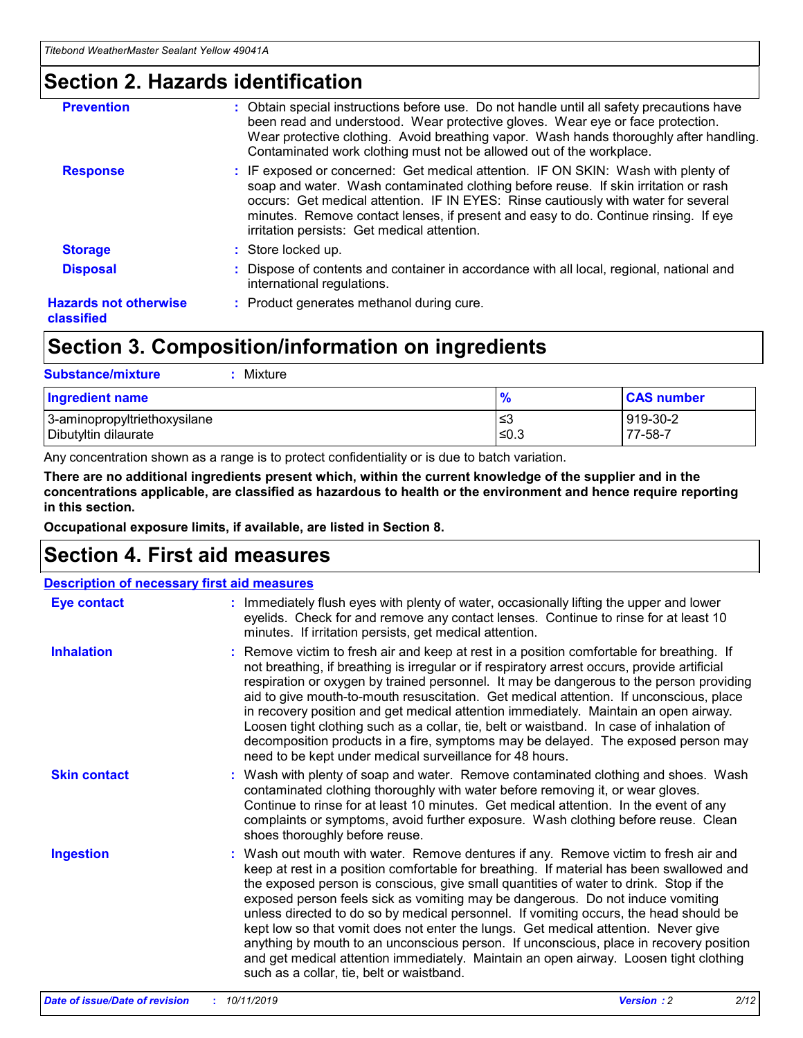## Section 2. Hazards identification

**Prevention** : Obtain special instructions before use. Do not handle until all safety precautions have been read and understood. Wear protective gloves. Wear eye or face protection. Wear protective clothing. Avoid breathing vapor. Wash hands thoroughly after handling. Contaminated work clothing must not be allowed out of the workplace.

**Response** : IF exposed or concerned: Get medical attention. IF ON SKIN: Wash with plenty of soap and water. Wash contaminated clothing before reuse. If skin irritation or rash occurs: Get medical attention. IF IN EYES: Rinse cautiously with water for several minutes. Remove contact lenses, if present and easy to do. Continue rinsing. If eye irritation persists: Get medical attention.

**Storage** : Store locked up.

**Disposal** : Dispose of contents and container in accordance with all local, regional, national and international regulations.

**Hazards not otherwise classified** : Product generates methanol during cure.

## Section 3. Composition/information on ingredients

**Substance/mixture** : Mixture

| Ingredient name | % | CAS number |
| --- | --- | --- |
| 3-aminopropyltriethoxysilane | ≤3 | 919-30-2 |
| Dibutyltin dilaurate | ≤0.3 | 77-58-7 |

Any concentration shown as a range is to protect confidentiality or is due to batch variation.

**There are no additional ingredients present which, within the current knowledge of the supplier and in the concentrations applicable, are classified as hazardous to health or the environment and hence require reporting in this section.**

**Occupational exposure limits, if available, are listed in Section 8.**

## Section 4. First aid measures

**Description of necessary first aid measures**

**Eye contact** : Immediately flush eyes with plenty of water, occasionally lifting the upper and lower eyelids. Check for and remove any contact lenses. Continue to rinse for at least 10 minutes. If irritation persists, get medical attention.

**Inhalation** : Remove victim to fresh air and keep at rest in a position comfortable for breathing. If not breathing, if breathing is irregular or if respiratory arrest occurs, provide artificial respiration or oxygen by trained personnel. It may be dangerous to the person providing aid to give mouth-to-mouth resuscitation. Get medical attention. If unconscious, place in recovery position and get medical attention immediately. Maintain an open airway. Loosen tight clothing such as a collar, tie, belt or waistband. In case of inhalation of decomposition products in a fire, symptoms may be delayed. The exposed person may need to be kept under medical surveillance for 48 hours.

**Skin contact** : Wash with plenty of soap and water. Remove contaminated clothing and shoes. Wash contaminated clothing thoroughly with water before removing it, or wear gloves. Continue to rinse for at least 10 minutes. Get medical attention. In the event of any complaints or symptoms, avoid further exposure. Wash clothing before reuse. Clean shoes thoroughly before reuse.

**Ingestion** : Wash out mouth with water. Remove dentures if any. Remove victim to fresh air and keep at rest in a position comfortable for breathing. If material has been swallowed and the exposed person is conscious, give small quantities of water to drink. Stop if the exposed person feels sick as vomiting may be dangerous. Do not induce vomiting unless directed to do so by medical personnel. If vomiting occurs, the head should be kept low so that vomit does not enter the lungs. Get medical attention. Never give anything by mouth to an unconscious person. If unconscious, place in recovery position and get medical attention immediately. Maintain an open airway. Loosen tight clothing such as a collar, tie, belt or waistband.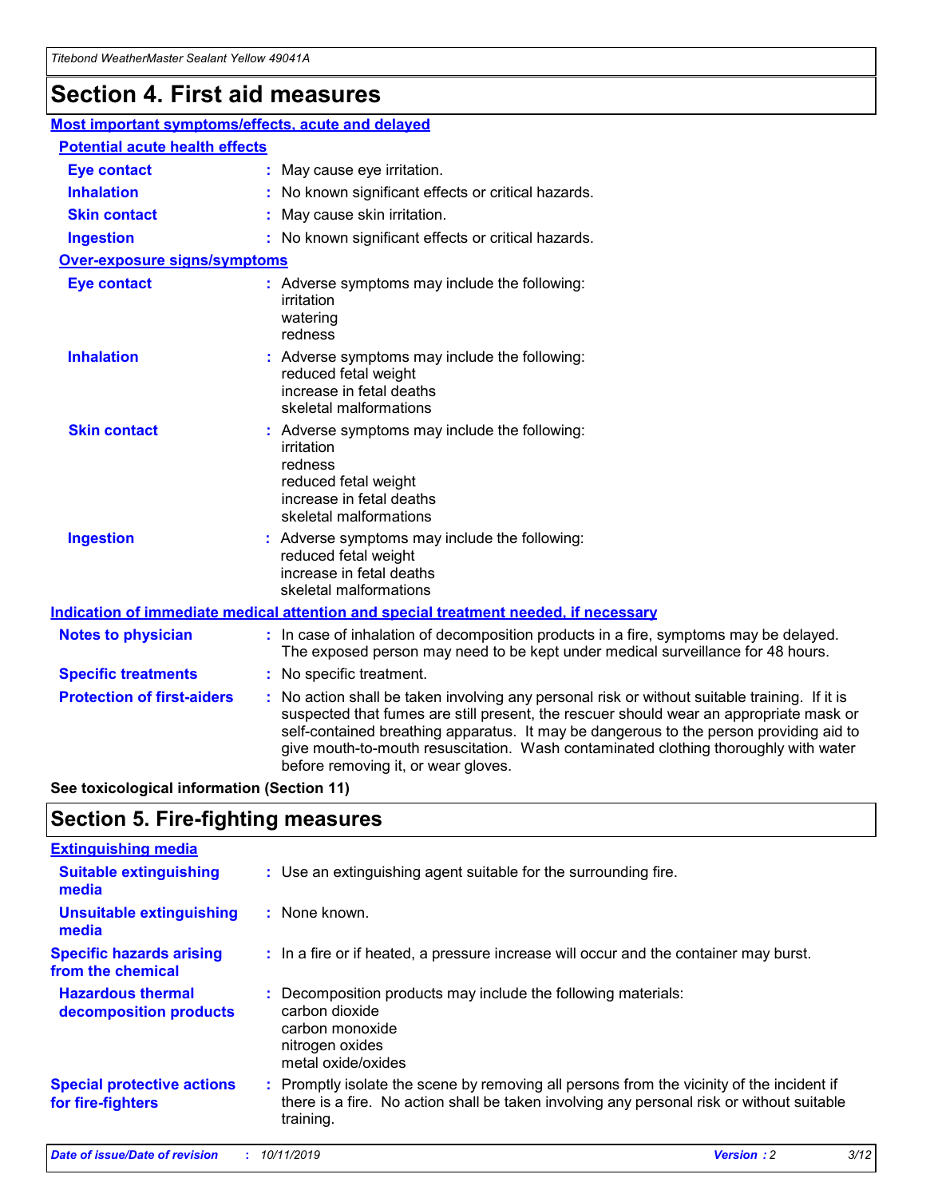# Section 4. First aid measures

## Most important symptoms/effects, acute and delayed

### Potential acute health effects

**Eye contact** : May cause eye irritation.

**Inhalation** : No known significant effects or critical hazards.

**Skin contact** : May cause skin irritation.

**Ingestion** : No known significant effects or critical hazards.

### Over-exposure signs/symptoms

**Eye contact** : Adverse symptoms may include the following:
irritation
watering
redness

**Inhalation** : Adverse symptoms may include the following:
reduced fetal weight
increase in fetal deaths
skeletal malformations

**Skin contact** : Adverse symptoms may include the following:
irritation
redness
reduced fetal weight
increase in fetal deaths
skeletal malformations

**Ingestion** : Adverse symptoms may include the following:
reduced fetal weight
increase in fetal deaths
skeletal malformations

## Indication of immediate medical attention and special treatment needed, if necessary

**Notes to physician** : In case of inhalation of decomposition products in a fire, symptoms may be delayed. The exposed person may need to be kept under medical surveillance for 48 hours.

**Specific treatments** : No specific treatment.

**Protection of first-aiders** : No action shall be taken involving any personal risk or without suitable training. If it is suspected that fumes are still present, the rescuer should wear an appropriate mask or self-contained breathing apparatus. It may be dangerous to the person providing aid to give mouth-to-mouth resuscitation. Wash contaminated clothing thoroughly with water before removing it, or wear gloves.

**See toxicological information (Section 11)**

# Section 5. Fire-fighting measures

## Extinguishing media

**Suitable extinguishing media** : Use an extinguishing agent suitable for the surrounding fire.

**Unsuitable extinguishing media** : None known.

**Specific hazards arising from the chemical** : In a fire or if heated, a pressure increase will occur and the container may burst.

**Hazardous thermal decomposition products** : Decomposition products may include the following materials:
carbon dioxide
carbon monoxide
nitrogen oxides
metal oxide/oxides

**Special protective actions for fire-fighters** : Promptly isolate the scene by removing all persons from the vicinity of the incident if there is a fire. No action shall be taken involving any personal risk or without suitable training.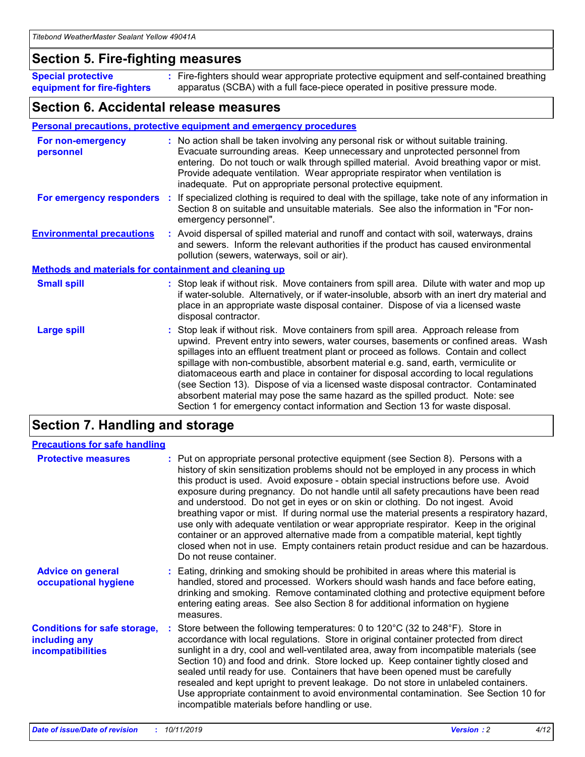## Section 5. Fire-fighting measures

**Special protective equipment for fire-fighters** : Fire-fighters should wear appropriate protective equipment and self-contained breathing apparatus (SCBA) with a full face-piece operated in positive pressure mode.

## Section 6. Accidental release measures

### Personal precautions, protective equipment and emergency procedures

**For non-emergency personnel** : No action shall be taken involving any personal risk or without suitable training. Evacuate surrounding areas. Keep unnecessary and unprotected personnel from entering. Do not touch or walk through spilled material. Avoid breathing vapor or mist. Provide adequate ventilation. Wear appropriate respirator when ventilation is inadequate. Put on appropriate personal protective equipment.

**For emergency responders** : If specialized clothing is required to deal with the spillage, take note of any information in Section 8 on suitable and unsuitable materials. See also the information in "For non-emergency personnel".

**Environmental precautions** : Avoid dispersal of spilled material and runoff and contact with soil, waterways, drains and sewers. Inform the relevant authorities if the product has caused environmental pollution (sewers, waterways, soil or air).

### Methods and materials for containment and cleaning up

**Small spill** : Stop leak if without risk. Move containers from spill area. Dilute with water and mop up if water-soluble. Alternatively, or if water-insoluble, absorb with an inert dry material and place in an appropriate waste disposal container. Dispose of via a licensed waste disposal contractor.

**Large spill** : Stop leak if without risk. Move containers from spill area. Approach release from upwind. Prevent entry into sewers, water courses, basements or confined areas. Wash spillages into an effluent treatment plant or proceed as follows. Contain and collect spillage with non-combustible, absorbent material e.g. sand, earth, vermiculite or diatomaceous earth and place in container for disposal according to local regulations (see Section 13). Dispose of via a licensed waste disposal contractor. Contaminated absorbent material may pose the same hazard as the spilled product. Note: see Section 1 for emergency contact information and Section 13 for waste disposal.

## Section 7. Handling and storage

### Precautions for safe handling

**Protective measures** : Put on appropriate personal protective equipment (see Section 8). Persons with a history of skin sensitization problems should not be employed in any process in which this product is used. Avoid exposure - obtain special instructions before use. Avoid exposure during pregnancy. Do not handle until all safety precautions have been read and understood. Do not get in eyes or on skin or clothing. Do not ingest. Avoid breathing vapor or mist. If during normal use the material presents a respiratory hazard, use only with adequate ventilation or wear appropriate respirator. Keep in the original container or an approved alternative made from a compatible material, kept tightly closed when not in use. Empty containers retain product residue and can be hazardous. Do not reuse container.

**Advice on general occupational hygiene** : Eating, drinking and smoking should be prohibited in areas where this material is handled, stored and processed. Workers should wash hands and face before eating, drinking and smoking. Remove contaminated clothing and protective equipment before entering eating areas. See also Section 8 for additional information on hygiene measures.

**Conditions for safe storage, including any incompatibilities** : Store between the following temperatures: 0 to 120°C (32 to 248°F). Store in accordance with local regulations. Store in original container protected from direct sunlight in a dry, cool and well-ventilated area, away from incompatible materials (see Section 10) and food and drink. Store locked up. Keep container tightly closed and sealed until ready for use. Containers that have been opened must be carefully resealed and kept upright to prevent leakage. Do not store in unlabeled containers. Use appropriate containment to avoid environmental contamination. See Section 10 for incompatible materials before handling or use.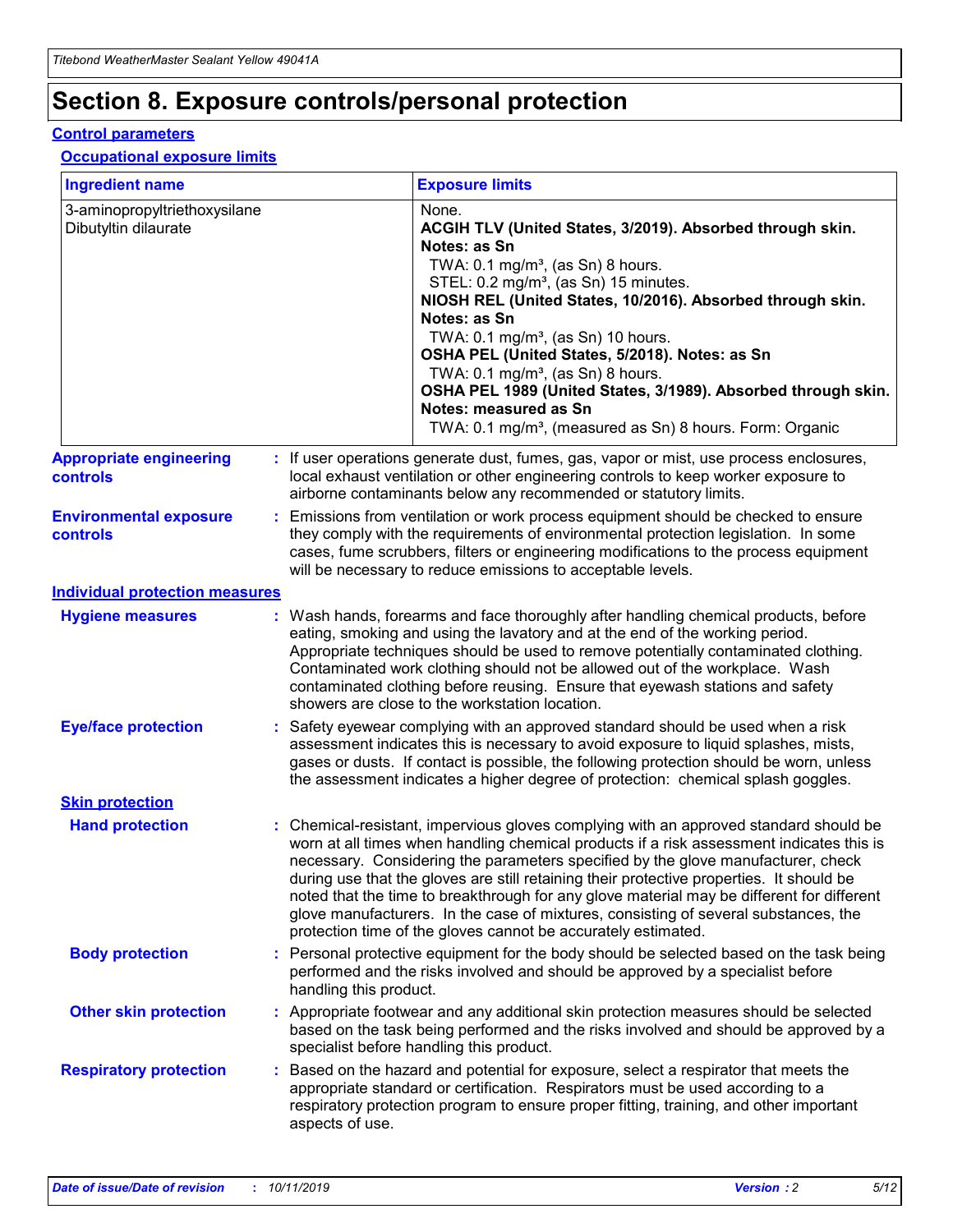# Section 8. Exposure controls/personal protection

## Control parameters

### Occupational exposure limits

| Ingredient name | Exposure limits |
|---|---|
| 3-aminopropyltriethoxysilane<br>Dibutyltin dilaurate | None.<br>**ACGIH TLV (United States, 3/2019). Absorbed through skin. Notes: as Sn**<br>TWA: 0.1 mg/m³, (as Sn) 8 hours.<br>STEL: 0.2 mg/m³, (as Sn) 15 minutes.<br>**NIOSH REL (United States, 10/2016). Absorbed through skin. Notes: as Sn**<br>TWA: 0.1 mg/m³, (as Sn) 10 hours.<br>**OSHA PEL (United States, 5/2018). Notes: as Sn**<br>TWA: 0.1 mg/m³, (as Sn) 8 hours.<br>**OSHA PEL 1989 (United States, 3/1989). Absorbed through skin. Notes: measured as Sn**<br>TWA: 0.1 mg/m³, (measured as Sn) 8 hours. Form: Organic |

**Appropriate engineering controls** : If user operations generate dust, fumes, gas, vapor or mist, use process enclosures, local exhaust ventilation or other engineering controls to keep worker exposure to airborne contaminants below any recommended or statutory limits.

**Environmental exposure controls** : Emissions from ventilation or work process equipment should be checked to ensure they comply with the requirements of environmental protection legislation. In some cases, fume scrubbers, filters or engineering modifications to the process equipment will be necessary to reduce emissions to acceptable levels.

## Individual protection measures

**Hygiene measures** : Wash hands, forearms and face thoroughly after handling chemical products, before eating, smoking and using the lavatory and at the end of the working period. Appropriate techniques should be used to remove potentially contaminated clothing. Contaminated work clothing should not be allowed out of the workplace. Wash contaminated clothing before reusing. Ensure that eyewash stations and safety showers are close to the workstation location.

**Eye/face protection** : Safety eyewear complying with an approved standard should be used when a risk assessment indicates this is necessary to avoid exposure to liquid splashes, mists, gases or dusts. If contact is possible, the following protection should be worn, unless the assessment indicates a higher degree of protection: chemical splash goggles.

### Skin protection

**Hand protection** : Chemical-resistant, impervious gloves complying with an approved standard should be worn at all times when handling chemical products if a risk assessment indicates this is necessary. Considering the parameters specified by the glove manufacturer, check during use that the gloves are still retaining their protective properties. It should be noted that the time to breakthrough for any glove material may be different for different glove manufacturers. In the case of mixtures, consisting of several substances, the protection time of the gloves cannot be accurately estimated.

**Body protection** : Personal protective equipment for the body should be selected based on the task being performed and the risks involved and should be approved by a specialist before handling this product.

**Other skin protection** : Appropriate footwear and any additional skin protection measures should be selected based on the task being performed and the risks involved and should be approved by a specialist before handling this product.

**Respiratory protection** : Based on the hazard and potential for exposure, select a respirator that meets the appropriate standard or certification. Respirators must be used according to a respiratory protection program to ensure proper fitting, training, and other important aspects of use.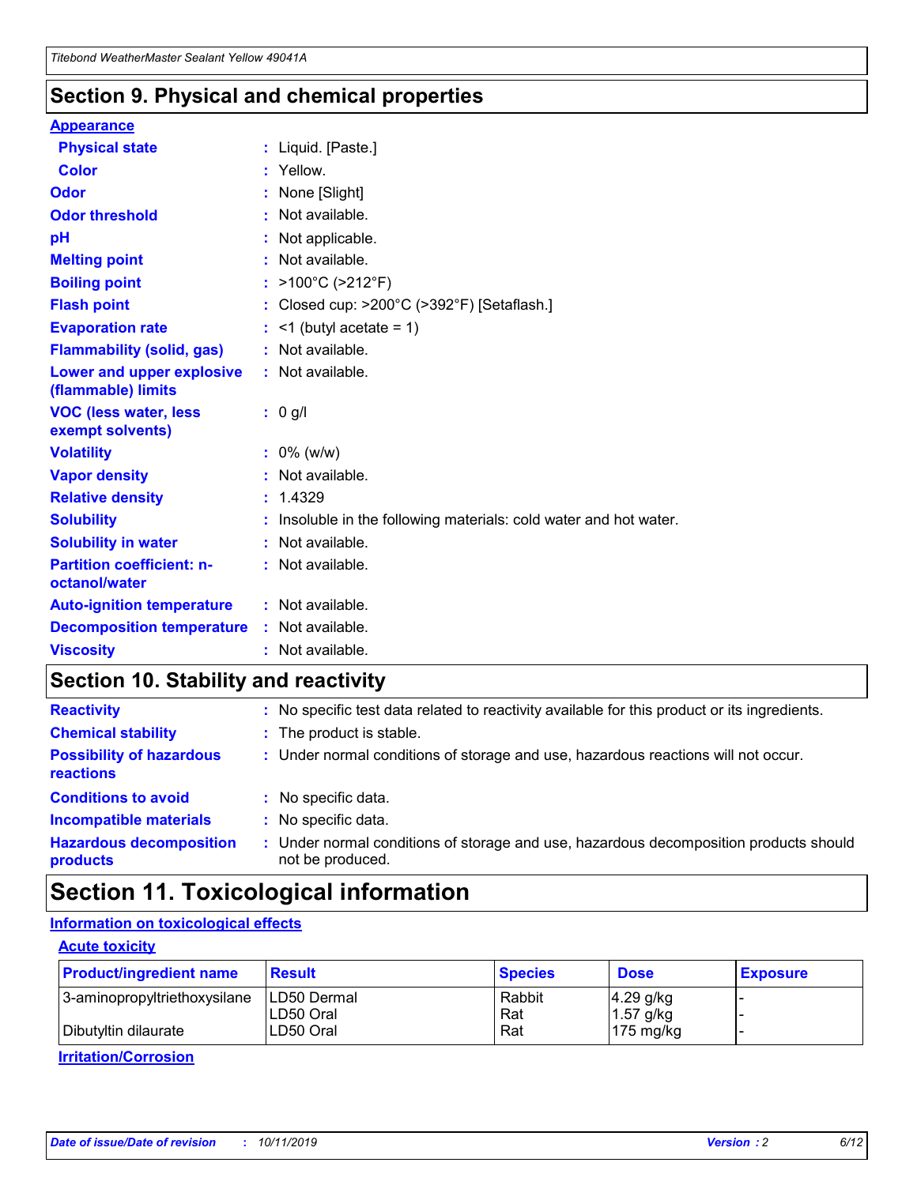## Section 9. Physical and chemical properties

### Appearance

| | |
|---|---|
| **Physical state** | : Liquid. [Paste.] |
| **Color** | : Yellow. |
| **Odor** | : None [Slight] |
| **Odor threshold** | : Not available. |
| **pH** | : Not applicable. |
| **Melting point** | : Not available. |
| **Boiling point** | : >100°C (>212°F) |
| **Flash point** | : Closed cup: >200°C (>392°F) [Setaflash.] |
| **Evaporation rate** | : <1 (butyl acetate = 1) |
| **Flammability (solid, gas)** | : Not available. |
| **Lower and upper explosive (flammable) limits** | : Not available. |
| **VOC (less water, less exempt solvents)** | : 0 g/l |
| **Volatility** | : 0% (w/w) |
| **Vapor density** | : Not available. |
| **Relative density** | : 1.4329 |
| **Solubility** | : Insoluble in the following materials: cold water and hot water. |
| **Solubility in water** | : Not available. |
| **Partition coefficient: n-octanol/water** | : Not available. |
| **Auto-ignition temperature** | : Not available. |
| **Decomposition temperature** | : Not available. |
| **Viscosity** | : Not available. |

## Section 10. Stability and reactivity

| | |
|---|---|
| **Reactivity** | : No specific test data related to reactivity available for this product or its ingredients. |
| **Chemical stability** | : The product is stable. |
| **Possibility of hazardous reactions** | : Under normal conditions of storage and use, hazardous reactions will not occur. |
| **Conditions to avoid** | : No specific data. |
| **Incompatible materials** | : No specific data. |
| **Hazardous decomposition products** | : Under normal conditions of storage and use, hazardous decomposition products should not be produced. |

## Section 11. Toxicological information

### Information on toxicological effects

#### Acute toxicity

| Product/ingredient name | Result | Species | Dose | Exposure |
|---|---|---|---|---|
| 3-aminopropyltriethoxysilane | LD50 Dermal | Rabbit | 4.29 g/kg | - |
| | LD50 Oral | Rat | 1.57 g/kg | - |
| Dibutyltin dilaurate | LD50 Oral | Rat | 175 mg/kg | - |

#### Irritation/Corrosion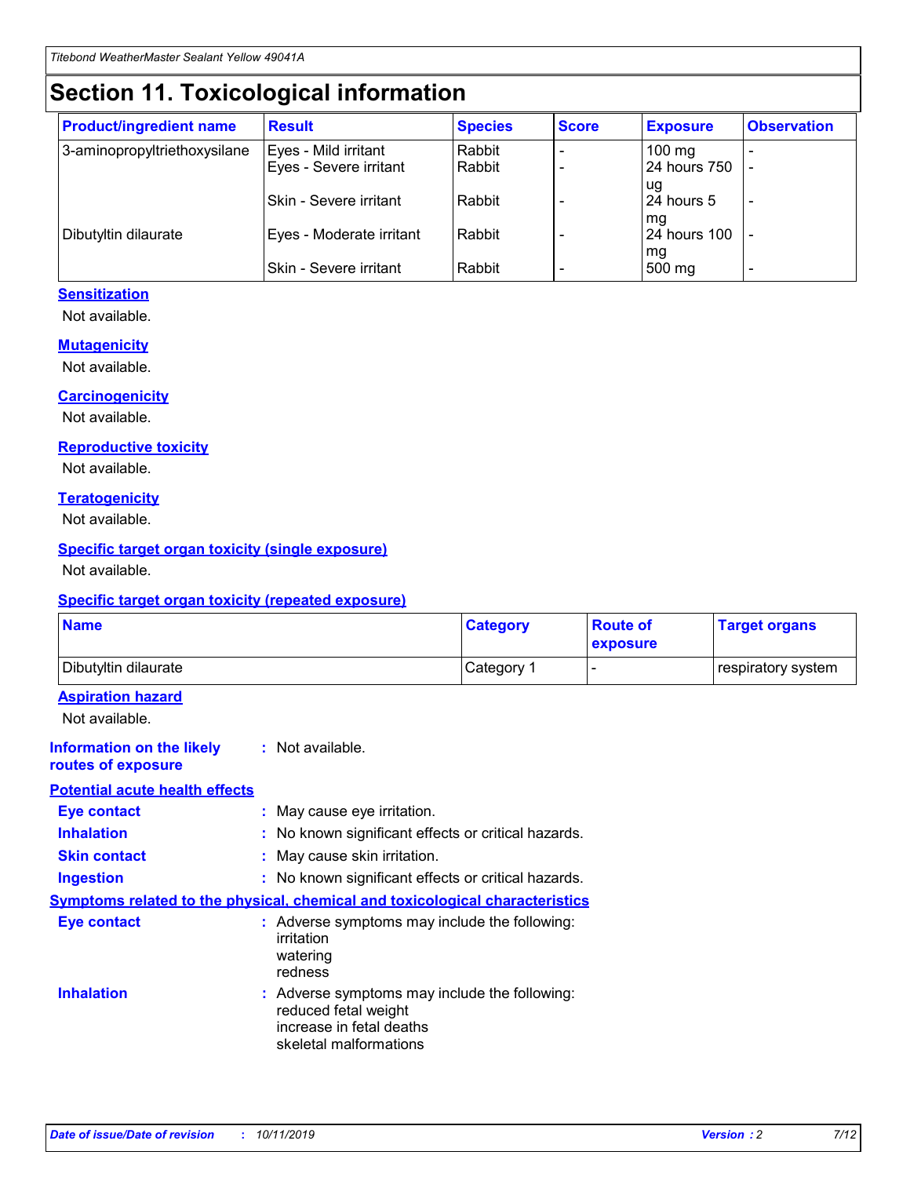# Section 11. Toxicological information

| Product/ingredient name | Result | Species | Score | Exposure | Observation |
|---|---|---|---|---|---|
| 3-aminopropyltriethoxysilane | Eyes - Mild irritant | Rabbit | - | 100 mg | - |
| | Eyes - Severe irritant | Rabbit | - | 24 hours 750 ug | - |
| | Skin - Severe irritant | Rabbit | - | 24 hours 5 mg | - |
| Dibutyltin dilaurate | Eyes - Moderate irritant | Rabbit | - | 24 hours 100 mg | - |
| | Skin - Severe irritant | Rabbit | - | 500 mg | - |

### Sensitization

Not available.

### Mutagenicity

Not available.

### Carcinogenicity

Not available.

### Reproductive toxicity

Not available.

### Teratogenicity

Not available.

### Specific target organ toxicity (single exposure)

Not available.

### Specific target organ toxicity (repeated exposure)

| Name | Category | Route of exposure | Target organs |
|---|---|---|---|
| Dibutyltin dilaurate | Category 1 | - | respiratory system |

### Aspiration hazard

Not available.

**Information on the likely routes of exposure** : Not available.

### Potential acute health effects

**Eye contact** : May cause eye irritation.

**Inhalation** : No known significant effects or critical hazards.

**Skin contact** : May cause skin irritation.

**Ingestion** : No known significant effects or critical hazards.

### Symptoms related to the physical, chemical and toxicological characteristics

**Eye contact** : Adverse symptoms may include the following:
irritation
watering
redness

**Inhalation** : Adverse symptoms may include the following:
reduced fetal weight
increase in fetal deaths
skeletal malformations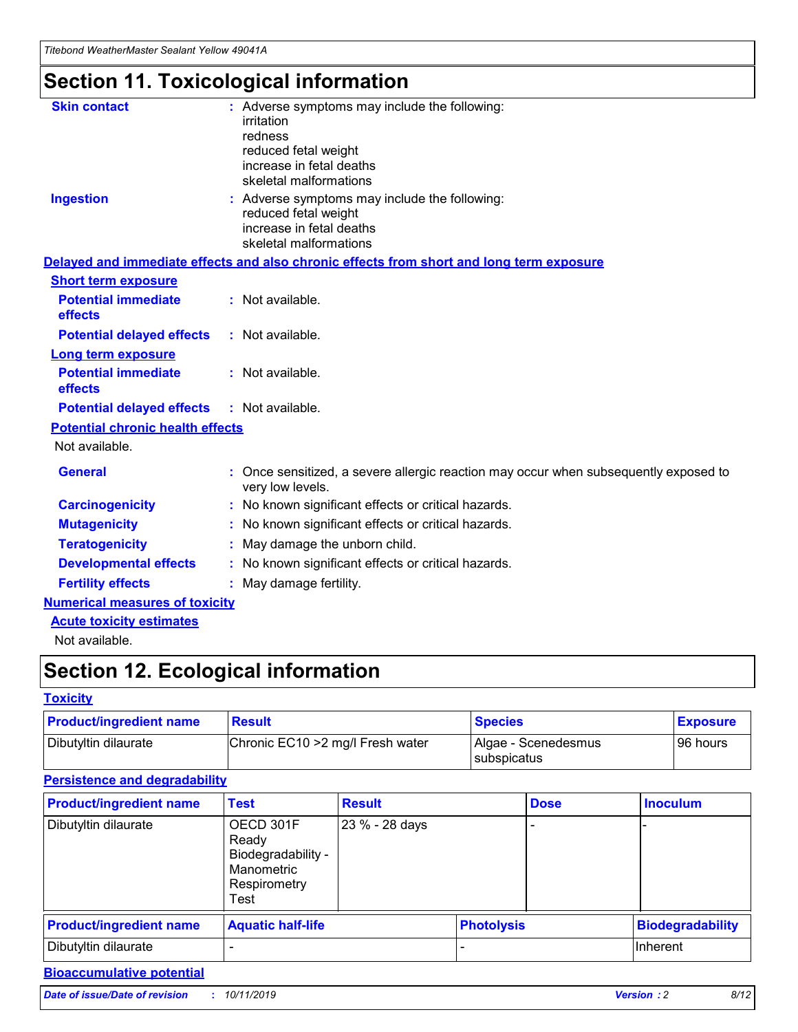# Section 11. Toxicological information

**Skin contact** : Adverse symptoms may include the following:
irritation
redness
reduced fetal weight
increase in fetal deaths
skeletal malformations

**Ingestion** : Adverse symptoms may include the following:
reduced fetal weight
increase in fetal deaths
skeletal malformations

**Delayed and immediate effects and also chronic effects from short and long term exposure**

**Short term exposure**

**Potential immediate effects** : Not available.

**Potential delayed effects** : Not available.

**Long term exposure**

**Potential immediate effects** : Not available.

**Potential delayed effects** : Not available.

**Potential chronic health effects**

Not available.

**General** : Once sensitized, a severe allergic reaction may occur when subsequently exposed to very low levels.

**Carcinogenicity** : No known significant effects or critical hazards.

**Mutagenicity** : No known significant effects or critical hazards.

**Teratogenicity** : May damage the unborn child.

**Developmental effects** : No known significant effects or critical hazards.

**Fertility effects** : May damage fertility.

**Numerical measures of toxicity**

**Acute toxicity estimates**

Not available.

# Section 12. Ecological information

**Toxicity**

| Product/ingredient name | Result | Species | Exposure |
|---|---|---|---|
| Dibutyltin dilaurate | Chronic EC10 >2 mg/l Fresh water | Algae - Scenedesmus subspicatus | 96 hours |

**Persistence and degradability**

| Product/ingredient name | Test | Result | Dose | Inoculum |
|---|---|---|---|---|
| Dibutyltin dilaurate | OECD 301F Ready Biodegradability - Manometric Respirometry Test | 23 % - 28 days | - | - |

| Product/ingredient name | Aquatic half-life | Photolysis | Biodegradability |
|---|---|---|---|
| Dibutyltin dilaurate | - | - | Inherent |

**Bioaccumulative potential**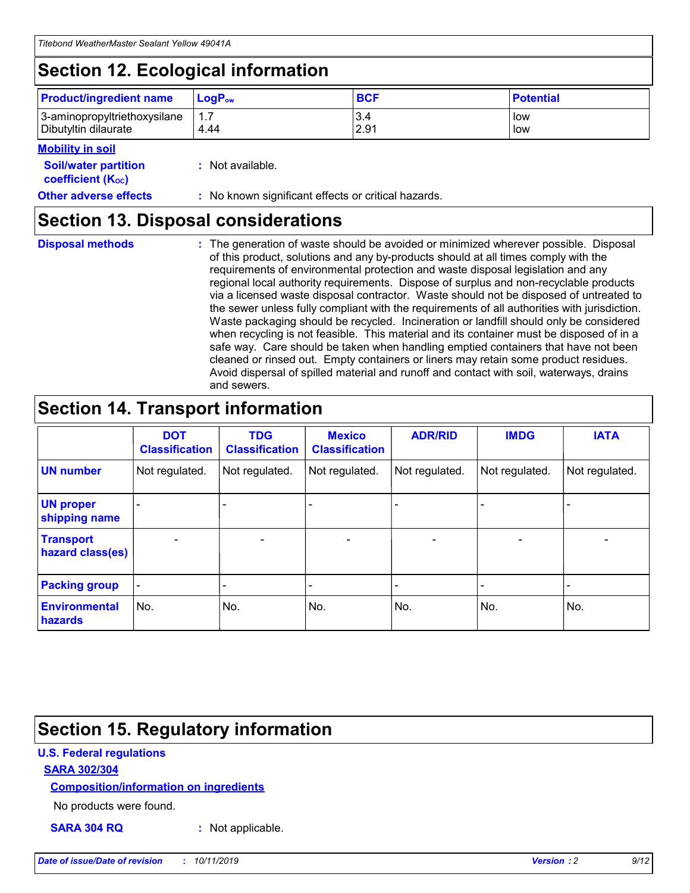## Section 12. Ecological information

| Product/ingredient name | $LogP_{ow}$ | BCF | Potential |
|---|---|---|---|
| 3-aminopropyltriethoxysilane | 1.7 | 3.4 | low |
| Dibutyltin dilaurate | 4.44 | 2.91 | low |

**Mobility in soil**

**Soil/water partition coefficient ($K_{OC}$)** : Not available.

**Other adverse effects** : No known significant effects or critical hazards.

## Section 13. Disposal considerations

**Disposal methods** : The generation of waste should be avoided or minimized wherever possible. Disposal of this product, solutions and any by-products should at all times comply with the requirements of environmental protection and waste disposal legislation and any regional local authority requirements. Dispose of surplus and non-recyclable products via a licensed waste disposal contractor. Waste should not be disposed of untreated to the sewer unless fully compliant with the requirements of all authorities with jurisdiction. Waste packaging should be recycled. Incineration or landfill should only be considered when recycling is not feasible. This material and its container must be disposed of in a safe way. Care should be taken when handling emptied containers that have not been cleaned or rinsed out. Empty containers or liners may retain some product residues. Avoid dispersal of spilled material and runoff and contact with soil, waterways, drains and sewers.

## Section 14. Transport information

| | DOT Classification | TDG Classification | Mexico Classification | ADR/RID | IMDG | IATA |
|---|---|---|---|---|---|---|
| UN number | Not regulated. | Not regulated. | Not regulated. | Not regulated. | Not regulated. | Not regulated. |
| UN proper shipping name | - | - | - | - | - | - |
| Transport hazard class(es) | - | - | - | - | - | - |
| Packing group | - | - | - | - | - | - |
| Environmental hazards | No. | No. | No. | No. | No. | No. |

## Section 15. Regulatory information

**U.S. Federal regulations**

**SARA 302/304**

**Composition/information on ingredients**

No products were found.

**SARA 304 RQ** : Not applicable.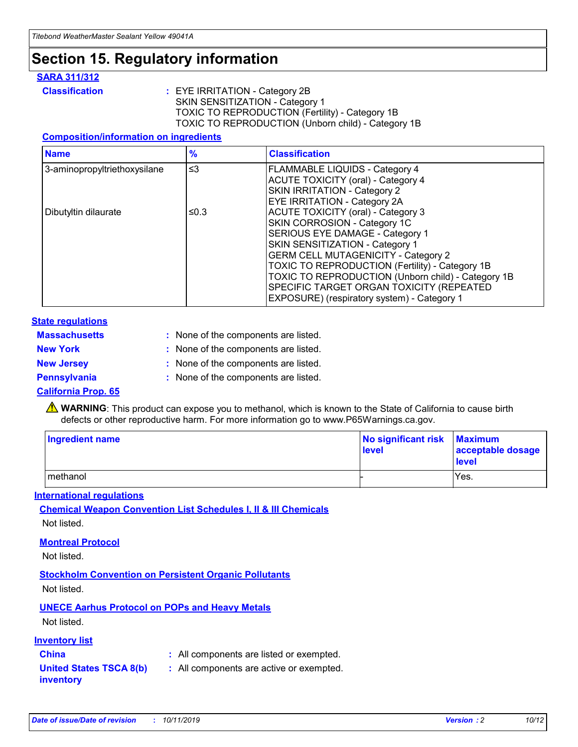# Section 15. Regulatory information

## SARA 311/312

**Classification** : EYE IRRITATION - Category 2B
SKIN SENSITIZATION - Category 1
TOXIC TO REPRODUCTION (Fertility) - Category 1B
TOXIC TO REPRODUCTION (Unborn child) - Category 1B

### Composition/information on ingredients

| Name | % | Classification |
| --- | --- | --- |
| 3-aminopropyltriethoxysilane | ≤3 | FLAMMABLE LIQUIDS - Category 4<br>ACUTE TOXICITY (oral) - Category 4<br>SKIN IRRITATION - Category 2<br>EYE IRRITATION - Category 2A |
| Dibutyltin dilaurate | ≤0.3 | ACUTE TOXICITY (oral) - Category 3<br>SKIN CORROSION - Category 1C<br>SERIOUS EYE DAMAGE - Category 1<br>SKIN SENSITIZATION - Category 1<br>GERM CELL MUTAGENICITY - Category 2<br>TOXIC TO REPRODUCTION (Fertility) - Category 1B<br>TOXIC TO REPRODUCTION (Unborn child) - Category 1B<br>SPECIFIC TARGET ORGAN TOXICITY (REPEATED EXPOSURE) (respiratory system) - Category 1 |

## State regulations

**Massachusetts** : None of the components are listed.

**New York** : None of the components are listed.

**New Jersey** : None of the components are listed.

**Pennsylvania** : None of the components are listed.

## California Prop. 65

⚠ **WARNING**: This product can expose you to methanol, which is known to the State of California to cause birth defects or other reproductive harm. For more information go to www.P65Warnings.ca.gov.

| Ingredient name | No significant risk level | Maximum acceptable dosage level |
| --- | --- | --- |
| methanol | - | Yes. |

## International regulations

### Chemical Weapon Convention List Schedules I, II & III Chemicals

Not listed.

### Montreal Protocol

Not listed.

### Stockholm Convention on Persistent Organic Pollutants

Not listed.

### UNECE Aarhus Protocol on POPs and Heavy Metals

Not listed.

## Inventory list

**China** : All components are listed or exempted.

**United States TSCA 8(b) inventory** : All components are active or exempted.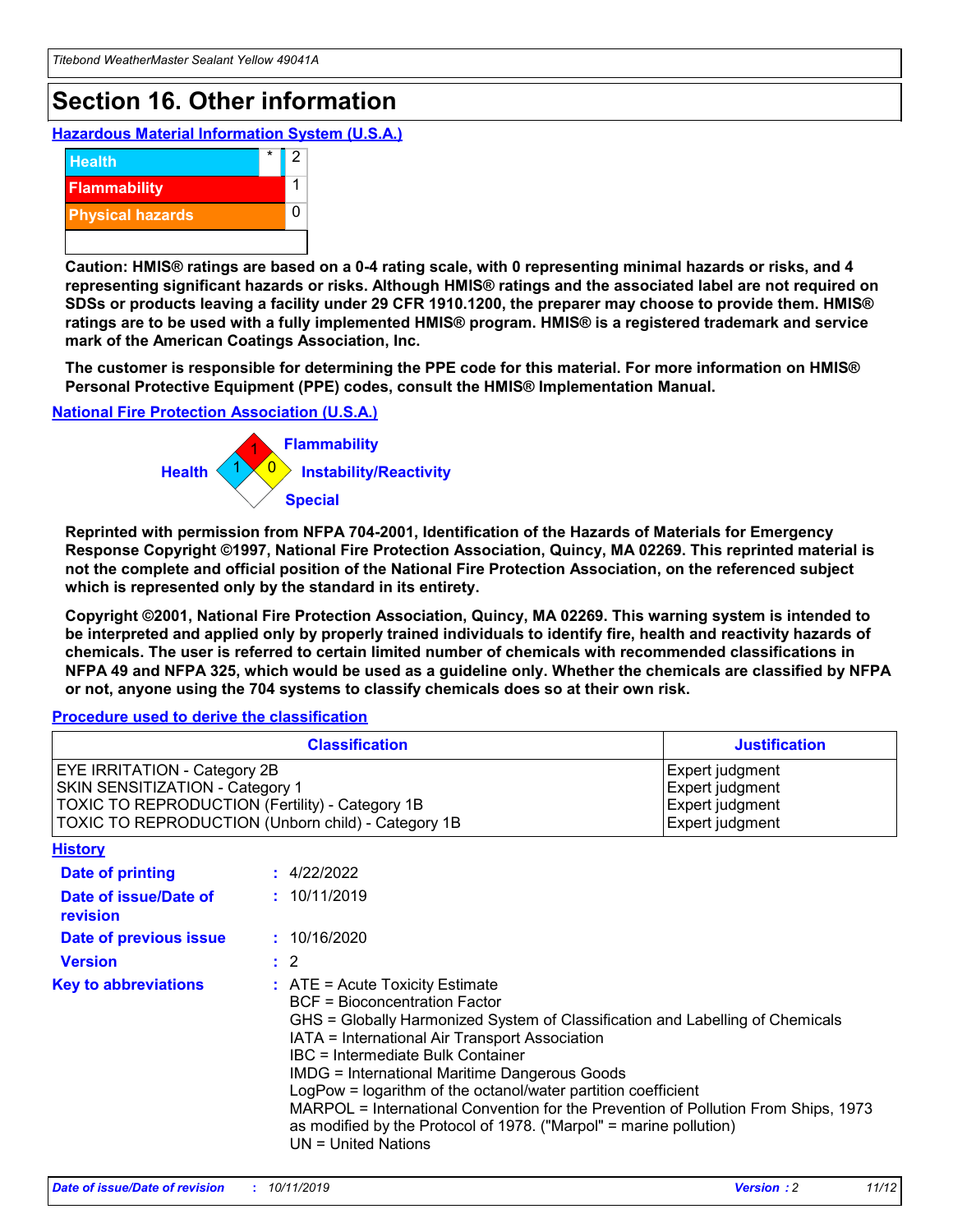## Section 16. Other information

### Hazardous Material Information System (U.S.A.)

| | | |
|---|---|---|
| Health | * | 2 |
| Flammability | | 1 |
| Physical hazards | | 0 |
| | | |

**Caution: HMIS® ratings are based on a 0-4 rating scale, with 0 representing minimal hazards or risks, and 4 representing significant hazards or risks. Although HMIS® ratings and the associated label are not required on SDSs or products leaving a facility under 29 CFR 1910.1200, the preparer may choose to provide them. HMIS® ratings are to be used with a fully implemented HMIS® program. HMIS® is a registered trademark and service mark of the American Coatings Association, Inc.**

**The customer is responsible for determining the PPE code for this material. For more information on HMIS® Personal Protective Equipment (PPE) codes, consult the HMIS® Implementation Manual.**

### National Fire Protection Association (U.S.A.)

Health: 1
Flammability: 1
Instability/Reactivity: 0
Special:

**Reprinted with permission from NFPA 704-2001, Identification of the Hazards of Materials for Emergency Response Copyright ©1997, National Fire Protection Association, Quincy, MA 02269. This reprinted material is not the complete and official position of the National Fire Protection Association, on the referenced subject which is represented only by the standard in its entirety.**

**Copyright ©2001, National Fire Protection Association, Quincy, MA 02269. This warning system is intended to be interpreted and applied only by properly trained individuals to identify fire, health and reactivity hazards of chemicals. The user is referred to certain limited number of chemicals with recommended classifications in NFPA 49 and NFPA 325, which would be used as a guideline only. Whether the chemicals are classified by NFPA or not, anyone using the 704 systems to classify chemicals does so at their own risk.**

### Procedure used to derive the classification

| Classification | Justification |
|---|---|
| EYE IRRITATION - Category 2B | Expert judgment |
| SKIN SENSITIZATION - Category 1 | Expert judgment |
| TOXIC TO REPRODUCTION (Fertility) - Category 1B | Expert judgment |
| TOXIC TO REPRODUCTION (Unborn child) - Category 1B | Expert judgment |

### History

**Date of printing** : 4/22/2022

**Date of issue/Date of revision** : 10/11/2019

**Date of previous issue** : 10/16/2020

**Version** : 2

**Key to abbreviations** : ATE = Acute Toxicity Estimate
BCF = Bioconcentration Factor
GHS = Globally Harmonized System of Classification and Labelling of Chemicals
IATA = International Air Transport Association
IBC = Intermediate Bulk Container
IMDG = International Maritime Dangerous Goods
LogPow = logarithm of the octanol/water partition coefficient
MARPOL = International Convention for the Prevention of Pollution From Ships, 1973 as modified by the Protocol of 1978. ("Marpol" = marine pollution)
UN = United Nations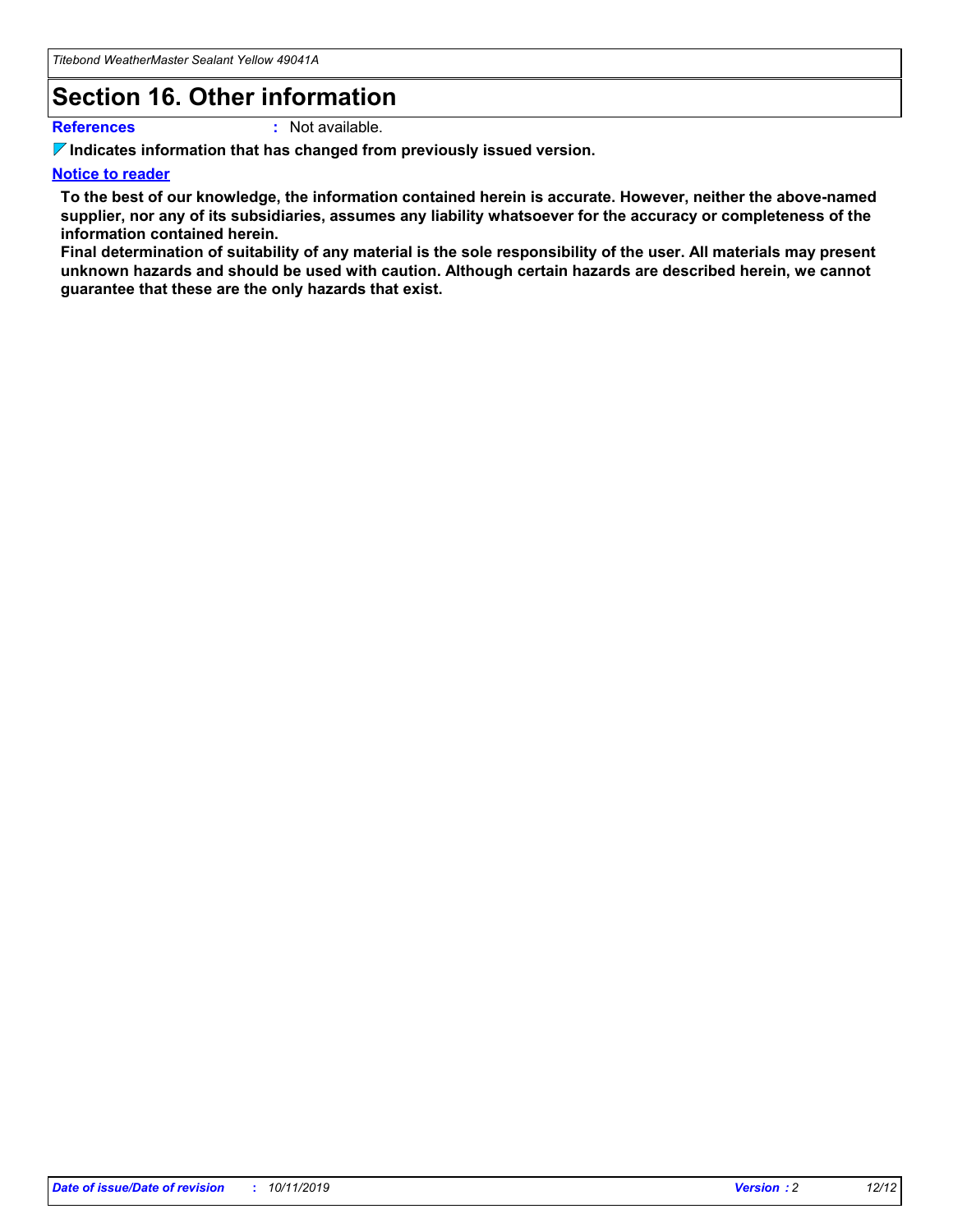# Section 16. Other information

**References** : Not available.

**Indicates information that has changed from previously issued version.**

**Notice to reader**

**To the best of our knowledge, the information contained herein is accurate. However, neither the above-named supplier, nor any of its subsidiaries, assumes any liability whatsoever for the accuracy or completeness of the information contained herein.**

**Final determination of suitability of any material is the sole responsibility of the user. All materials may present unknown hazards and should be used with caution. Although certain hazards are described herein, we cannot guarantee that these are the only hazards that exist.**